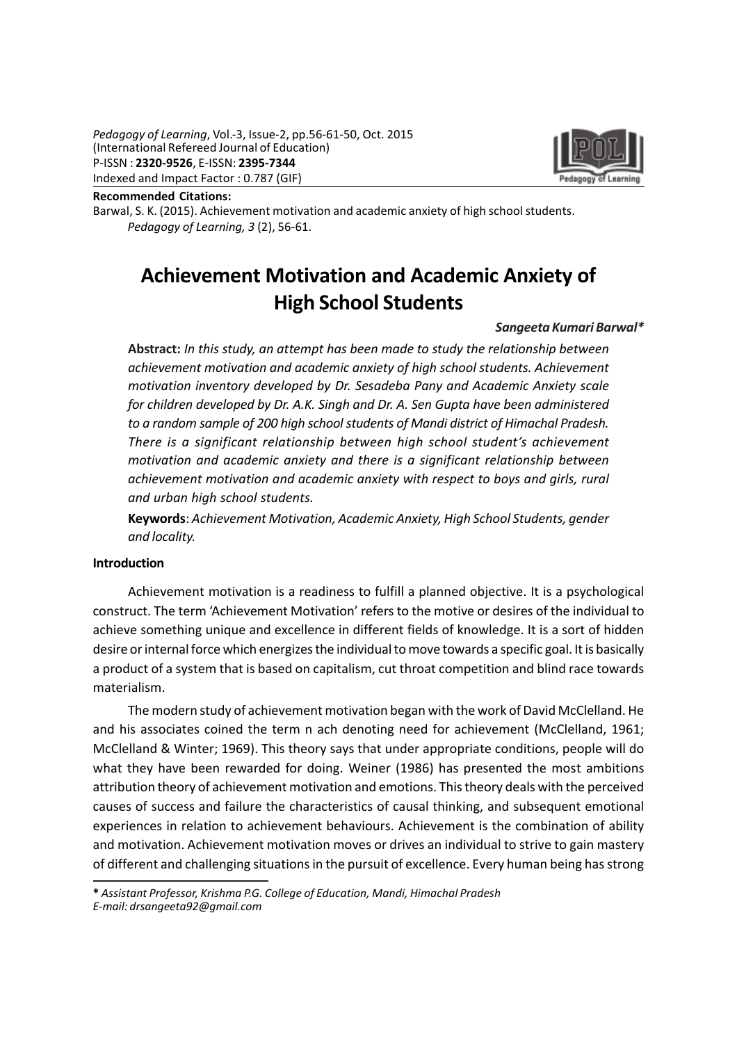*Pedagogy of Learning*, Vol.-3, Issue-2, pp.56-61-50, Oct. 2015
(International Refereed Journal of Education)
P-ISSN : **2320-9526**, E-ISSN: **2395-7344**
Indexed and Impact Factor : 0.787 (GIF)

**Recommended Citations:**
Barwal, S. K. (2015). Achievement motivation and academic anxiety of high school students. *Pedagogy of Learning, 3* (2), 56-61.

# Achievement Motivation and Academic Anxiety of High School Students

***Sangeeta Kumari Barwal****

**Abstract:** *In this study, an attempt has been made to study the relationship between achievement motivation and academic anxiety of high school students. Achievement motivation inventory developed by Dr. Sesadeba Pany and Academic Anxiety scale for children developed by Dr. A.K. Singh and Dr. A. Sen Gupta have been administered to a random sample of 200 high school students of Mandi district of Himachal Pradesh. There is a significant relationship between high school student's achievement motivation and academic anxiety and there is a significant relationship between achievement motivation and academic anxiety with respect to boys and girls, rural and urban high school students.*

**Keywords**: *Achievement Motivation, Academic Anxiety, High School Students, gender and locality.*

## Introduction

Achievement motivation is a readiness to fulfill a planned objective. It is a psychological construct. The term 'Achievement Motivation' refers to the motive or desires of the individual to achieve something unique and excellence in different fields of knowledge. It is a sort of hidden desire or internal force which energizes the individual to move towards a specific goal. It is basically a product of a system that is based on capitalism, cut throat competition and blind race towards materialism.

The modern study of achievement motivation began with the work of David McClelland. He and his associates coined the term n ach denoting need for achievement (McClelland, 1961; McClelland & Winter; 1969). This theory says that under appropriate conditions, people will do what they have been rewarded for doing. Weiner (1986) has presented the most ambitions attribution theory of achievement motivation and emotions. This theory deals with the perceived causes of success and failure the characteristics of causal thinking, and subsequent emotional experiences in relation to achievement behaviours. Achievement is the combination of ability and motivation. Achievement motivation moves or drives an individual to strive to gain mastery of different and challenging situations in the pursuit of excellence. Every human being has strong

---

* *Assistant Professor, Krishma P.G. College of Education, Mandi, Himachal Pradesh*
*E-mail: drsangeeta92@gmail.com*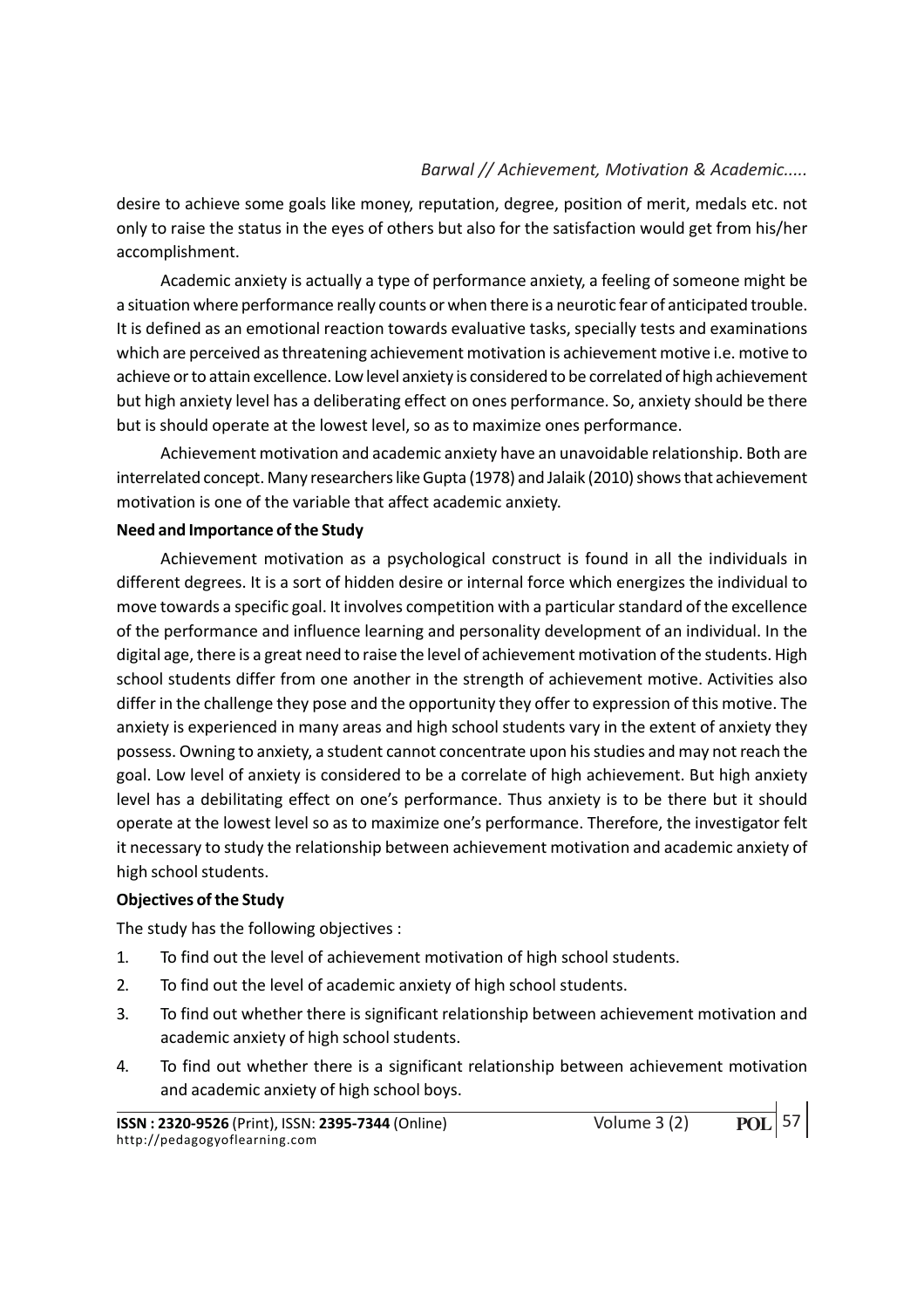desire to achieve some goals like money, reputation, degree, position of merit, medals etc. not only to raise the status in the eyes of others but also for the satisfaction would get from his/her accomplishment.

Academic anxiety is actually a type of performance anxiety, a feeling of someone might be a situation where performance really counts or when there is a neurotic fear of anticipated trouble. It is defined as an emotional reaction towards evaluative tasks, specially tests and examinations which are perceived as threatening achievement motivation is achievement motive i.e. motive to achieve or to attain excellence. Low level anxiety is considered to be correlated of high achievement but high anxiety level has a deliberating effect on ones performance. So, anxiety should be there but is should operate at the lowest level, so as to maximize ones performance.

Achievement motivation and academic anxiety have an unavoidable relationship. Both are interrelated concept. Many researchers like Gupta (1978) and Jalaik (2010) shows that achievement motivation is one of the variable that affect academic anxiety.

**Need and Importance of the Study**

Achievement motivation as a psychological construct is found in all the individuals in different degrees. It is a sort of hidden desire or internal force which energizes the individual to move towards a specific goal. It involves competition with a particular standard of the excellence of the performance and influence learning and personality development of an individual. In the digital age, there is a great need to raise the level of achievement motivation of the students. High school students differ from one another in the strength of achievement motive. Activities also differ in the challenge they pose and the opportunity they offer to expression of this motive. The anxiety is experienced in many areas and high school students vary in the extent of anxiety they possess. Owning to anxiety, a student cannot concentrate upon his studies and may not reach the goal. Low level of anxiety is considered to be a correlate of high achievement. But high anxiety level has a debilitating effect on one's performance. Thus anxiety is to be there but it should operate at the lowest level so as to maximize one's performance. Therefore, the investigator felt it necessary to study the relationship between achievement motivation and academic anxiety of high school students.

**Objectives of the Study**

The study has the following objectives :

1. To find out the level of achievement motivation of high school students.
2. To find out the level of academic anxiety of high school students.
3. To find out whether there is significant relationship between achievement motivation and academic anxiety of high school students.
4. To find out whether there is a significant relationship between achievement motivation and academic anxiety of high school boys.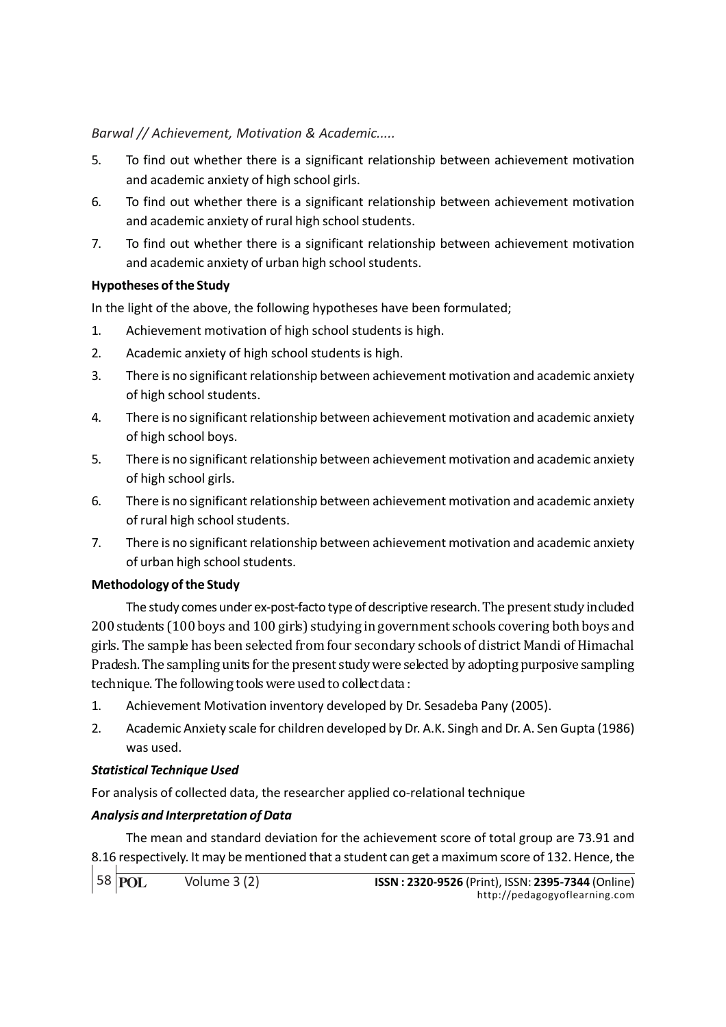5. To find out whether there is a significant relationship between achievement motivation and academic anxiety of high school girls.
6. To find out whether there is a significant relationship between achievement motivation and academic anxiety of rural high school students.
7. To find out whether there is a significant relationship between achievement motivation and academic anxiety of urban high school students.

**Hypotheses of the Study**

In the light of the above, the following hypotheses have been formulated;

1. Achievement motivation of high school students is high.
2. Academic anxiety of high school students is high.
3. There is no significant relationship between achievement motivation and academic anxiety of high school students.
4. There is no significant relationship between achievement motivation and academic anxiety of high school boys.
5. There is no significant relationship between achievement motivation and academic anxiety of high school girls.
6. There is no significant relationship between achievement motivation and academic anxiety of rural high school students.
7. There is no significant relationship between achievement motivation and academic anxiety of urban high school students.

**Methodology of the Study**

The study comes under ex-post-facto type of descriptive research. The present study included 200 students (100 boys and 100 girls) studying in government schools covering both boys and girls. The sample has been selected from four secondary schools of district Mandi of Himachal Pradesh. The sampling units for the present study were selected by adopting purposive sampling technique. The following tools were used to collect data :

1. Achievement Motivation inventory developed by Dr. Sesadeba Pany (2005).
2. Academic Anxiety scale for children developed by Dr. A.K. Singh and Dr. A. Sen Gupta (1986) was used.

***Statistical Technique Used***

For analysis of collected data, the researcher applied co-relational technique

***Analysis and Interpretation of Data***

The mean and standard deviation for the achievement score of total group are 73.91 and 8.16 respectively. It may be mentioned that a student can get a maximum score of 132. Hence, the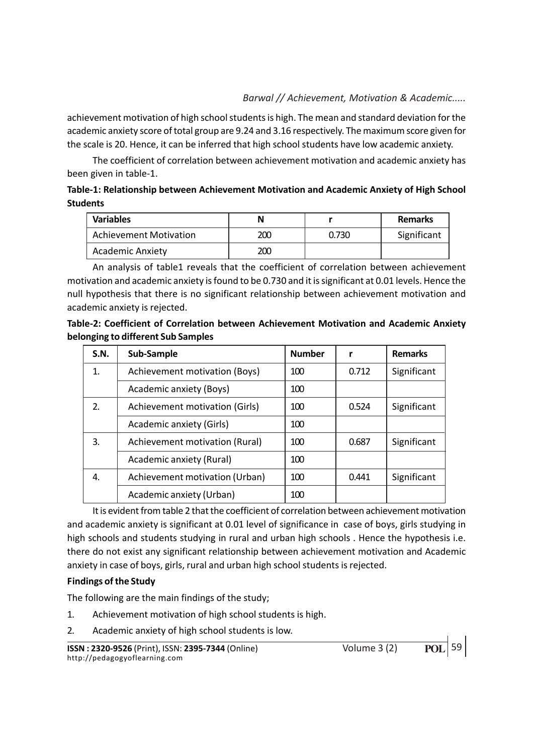achievement motivation of high school students is high. The mean and standard deviation for the academic anxiety score of total group are 9.24 and 3.16 respectively. The maximum score given for the scale is 20. Hence, it can be inferred that high school students have low academic anxiety.

The coefficient of correlation between achievement motivation and academic anxiety has been given in table-1.

**Table-1: Relationship between Achievement Motivation and Academic Anxiety of High School Students**

| Variables | N | r | Remarks |
|---|---|---|---|
| Achievement Motivation | 200 | 0.730 | Significant |
| Academic Anxiety | 200 | | |

An analysis of table1 reveals that the coefficient of correlation between achievement motivation and academic anxiety is found to be 0.730 and it is significant at 0.01 levels. Hence the null hypothesis that there is no significant relationship between achievement motivation and academic anxiety is rejected.

**Table-2: Coefficient of Correlation between Achievement Motivation and Academic Anxiety belonging to different Sub Samples**

| S.N. | Sub-Sample | Number | r | Remarks |
|---|---|---|---|---|
| 1. | Achievement motivation (Boys) | 100 | 0.712 | Significant |
| | Academic anxiety (Boys) | 100 | | |
| 2. | Achievement motivation (Girls) | 100 | 0.524 | Significant |
| | Academic anxiety (Girls) | 100 | | |
| 3. | Achievement motivation (Rural) | 100 | 0.687 | Significant |
| | Academic anxiety (Rural) | 100 | | |
| 4. | Achievement motivation (Urban) | 100 | 0.441 | Significant |
| | Academic anxiety (Urban) | 100 | | |

It is evident from table 2 that the coefficient of correlation between achievement motivation and academic anxiety is significant at 0.01 level of significance in case of boys, girls studying in high schools and students studying in rural and urban high schools . Hence the hypothesis i.e. there do not exist any significant relationship between achievement motivation and Academic anxiety in case of boys, girls, rural and urban high school students is rejected.

**Findings of the Study**

The following are the main findings of the study;

1. Achievement motivation of high school students is high.
2. Academic anxiety of high school students is low.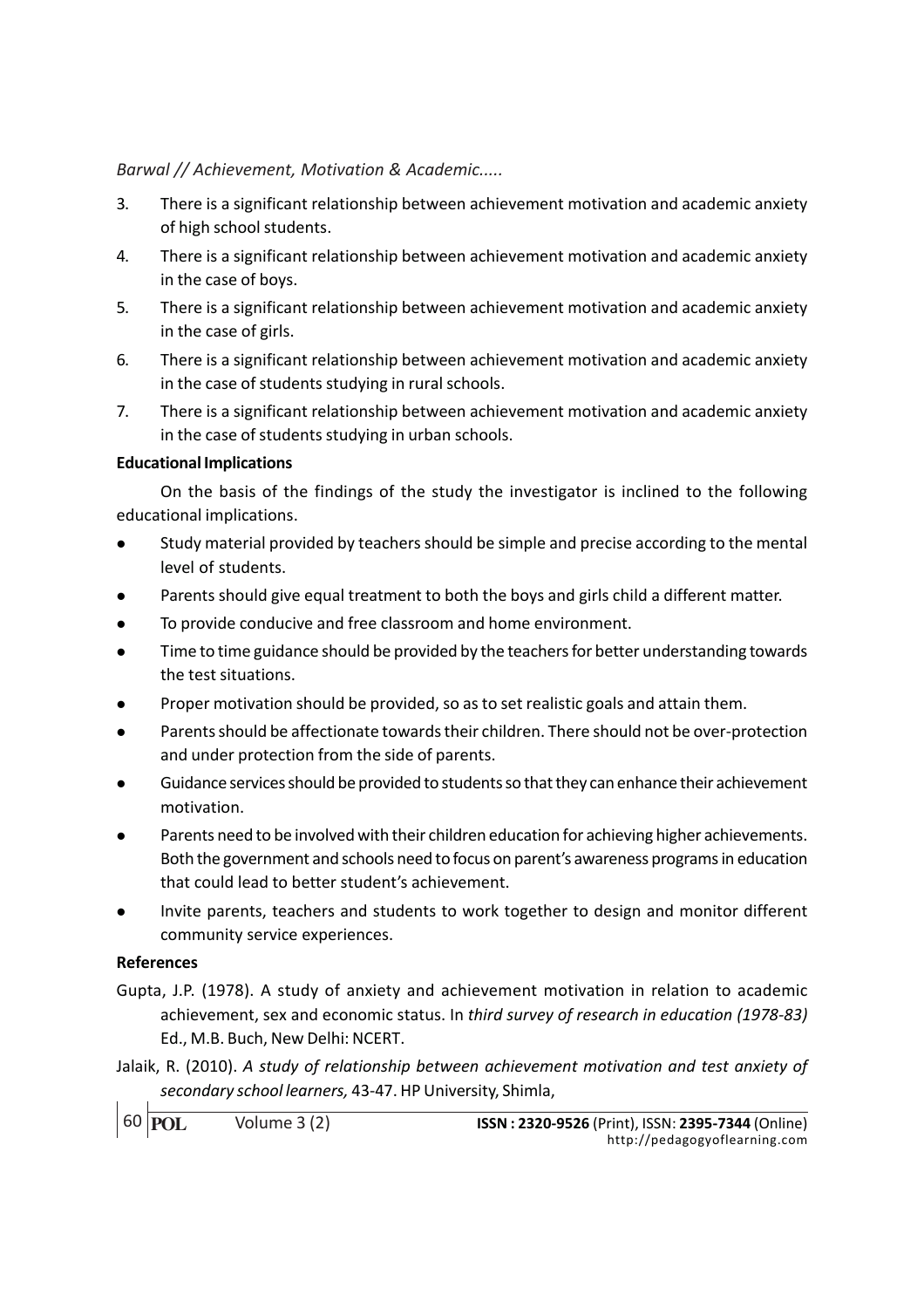3. There is a significant relationship between achievement motivation and academic anxiety of high school students.
4. There is a significant relationship between achievement motivation and academic anxiety in the case of boys.
5. There is a significant relationship between achievement motivation and academic anxiety in the case of girls.
6. There is a significant relationship between achievement motivation and academic anxiety in the case of students studying in rural schools.
7. There is a significant relationship between achievement motivation and academic anxiety in the case of students studying in urban schools.

**Educational Implications**

On the basis of the findings of the study the investigator is inclined to the following educational implications.

- Study material provided by teachers should be simple and precise according to the mental level of students.
- Parents should give equal treatment to both the boys and girls child a different matter.
- To provide conducive and free classroom and home environment.
- Time to time guidance should be provided by the teachers for better understanding towards the test situations.
- Proper motivation should be provided, so as to set realistic goals and attain them.
- Parents should be affectionate towards their children. There should not be over-protection and under protection from the side of parents.
- Guidance services should be provided to students so that they can enhance their achievement motivation.
- Parents need to be involved with their children education for achieving higher achievements. Both the government and schools need to focus on parent's awareness programs in education that could lead to better student's achievement.
- Invite parents, teachers and students to work together to design and monitor different community service experiences.

**References**

Gupta, J.P. (1978). A study of anxiety and achievement motivation in relation to academic achievement, sex and economic status. In *third survey of research in education (1978-83)* Ed., M.B. Buch, New Delhi: NCERT.

Jalaik, R. (2010). *A study of relationship between achievement motivation and test anxiety of secondary school learners,* 43-47. HP University, Shimla,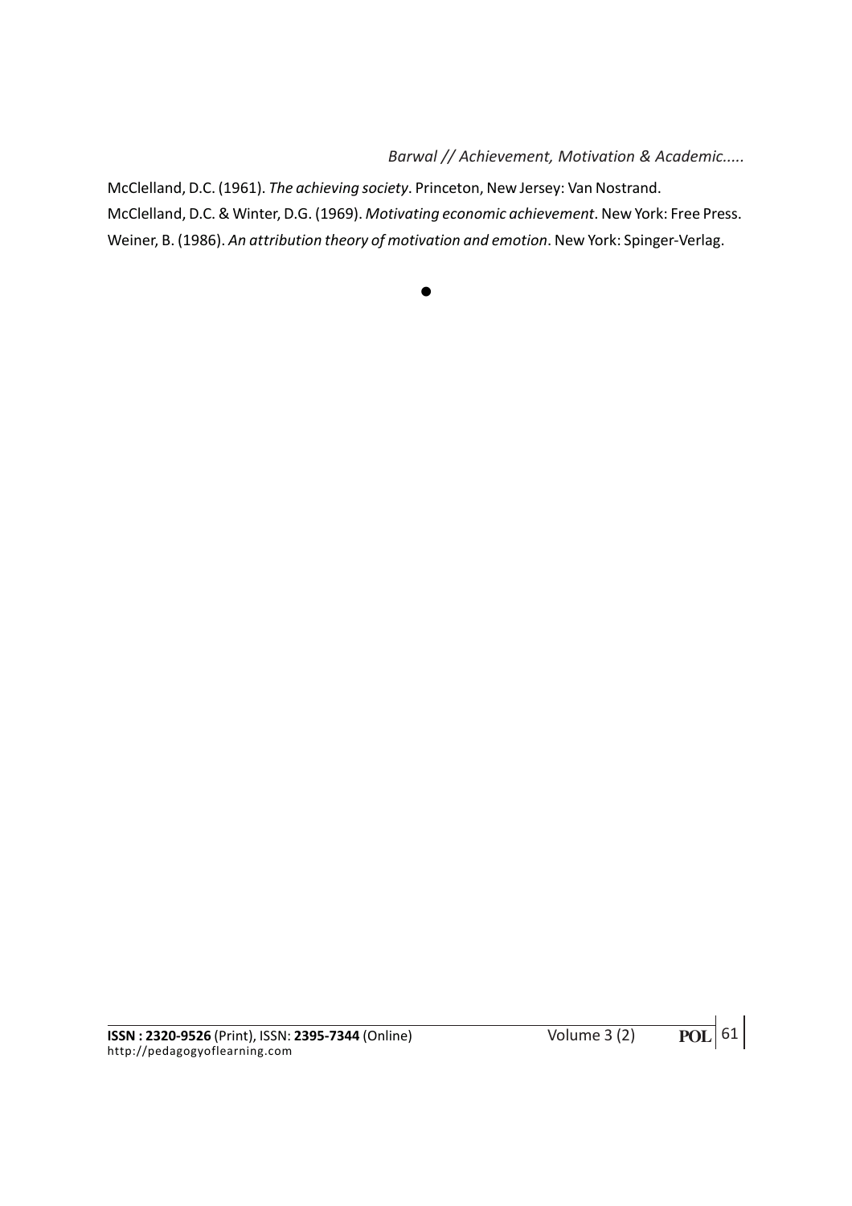McClelland, D.C. (1961). *The achieving society*. Princeton, New Jersey: Van Nostrand.

McClelland, D.C. & Winter, D.G. (1969). *Motivating economic achievement*. New York: Free Press.

Weiner, B. (1986). *An attribution theory of motivation and emotion*. New York: Spinger-Verlag.

●